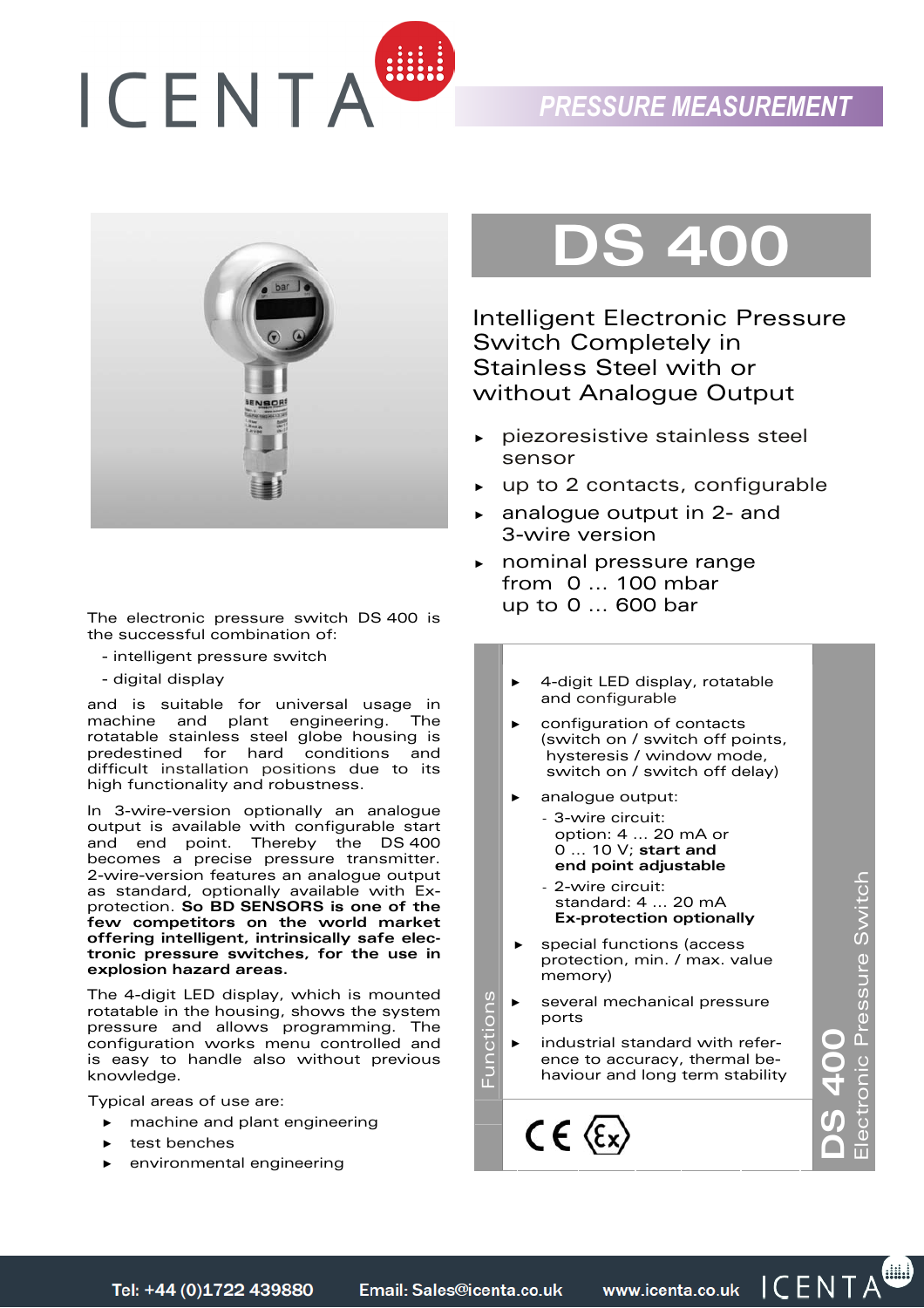PRESSURE MEASUREMENT

# DS 400

## Intelligent Electronic Pressure Switch Completely in Stainless Steel with or without Analogue Output

- piezoresistive stainless steel sensor
- up to 2 contacts, configurable
- analogue output in 2- and 3-wire version
- nominal pressure range from 0 ... 100 mbar up to 0 ... 600 bar

The electronic pressure switch DS 400 is the successful combination of:

- intelligent pressure switch
- digital display

and is suitable for universal usage in machine and plant engineering. The rotatable stainless steel globe housing is predestined for hard conditions and difficult installation positions due to its high functionality and robustness.

In 3-wire-version optionally an analogue output is available with configurable start and end point. Thereby the DS 400 becomes a precise pressure transmitter. 2-wire-version features an analogue output as standard, optionally available with Ex-protection. **So BD SENSORS is one of the few competitors on the world market offering intelligent, intrinsically safe electronic pressure switches, for the use in explosion hazard areas.**

The 4-digit LED display, which is mounted rotatable in the housing, shows the system pressure and allows programming. The configuration works menu controlled and is easy to handle also without previous knowledge.

Typical areas of use are:

- machine and plant engineering
- test benches
- environmental engineering

### Functions

- 4-digit LED display, rotatable and configurable
- configuration of contacts (switch on / switch off points, hysteresis / window mode, switch on / switch off delay)
- analogue output:
  - 3-wire circuit: option: 4 ... 20 mA or 0 ... 10 V; **start and end point adjustable**
  - 2-wire circuit: standard: 4 ... 20 mA **Ex-protection optionally**
- special functions (access protection, min. / max. value memory)
- several mechanical pressure ports
- industrial standard with reference to accuracy, thermal behaviour and long term stability

CE Ex

DS 400 Electronic Pressure Switch

Tel: +44 (0)1722 439880 Email: Sales@icenta.co.uk www.icenta.co.uk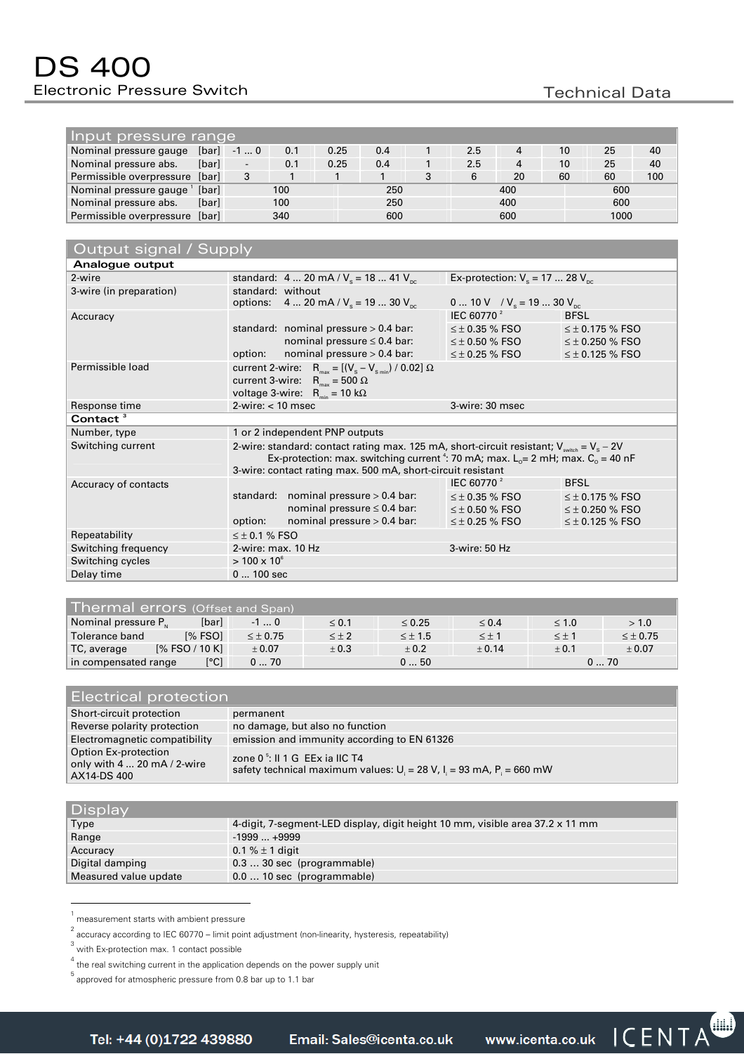# DS 400

Electronic Pressure Switch

Technical Data

## Input pressure range

| | -1 ... 0 | 0.1 | 0.25 | 0.4 | 1 | 2.5 | 4 | 10 | 25 | 40 |
|---|---|---|---|---|---|---|---|---|---|---|
| Nominal pressure gauge [bar] | -1 ... 0 | 0.1 | 0.25 | 0.4 | 1 | 2.5 | 4 | 10 | 25 | 40 |
| Nominal pressure abs. [bar] | - | 0.1 | 0.25 | 0.4 | 1 | 2.5 | 4 | 10 | 25 | 40 |
| Permissible overpressure [bar] | 3 | 1 | 1 | 1 | 3 | 6 | 20 | 60 | 60 | 100 |

| | | | | |
|---|---|---|---|---|
| Nominal pressure gauge [1] [bar] | 100 | 250 | 400 | 600 |
| Nominal pressure abs. [bar] | 100 | 250 | 400 | 600 |
| Permissible overpressure [bar] | 340 | 600 | 600 | 1000 |

## Output signal / Supply

| | | | |
|---|---|---|---|
| **Analogue output** | | | |
| 2-wire | standard: 4 ... 20 mA / $V_s$ = 18 ... 41 $V_{DC}$ | Ex-protection: $V_s$ = 17 ... 28 $V_{DC}$ | |
| 3-wire (in preparation) | standard: without<br>options: 4 ... 20 mA / $V_s$ = 19 ... 30 $V_{DC}$ | 0 ... 10 V / $V_s$ = 19 ... 30 $V_{DC}$ | |
| Accuracy | | IEC 60770 [2] | BFSL |
| | standard: nominal pressure > 0.4 bar: | ≤ ± 0.35 % FSO | ≤ ± 0.175 % FSO |
| | nominal pressure ≤ 0.4 bar: | ≤ ± 0.50 % FSO | ≤ ± 0.250 % FSO |
| | option: nominal pressure > 0.4 bar: | ≤ ± 0.25 % FSO | ≤ ± 0.125 % FSO |
| Permissible load | current 2-wire: $R_{max} = [(V_s - V_{s\,min}) / 0.02]\ \Omega$<br>current 3-wire: $R_{max} = 500\ \Omega$<br>voltage 3-wire: $R_{min} = 10\ k\Omega$ | | |
| Response time | 2-wire: < 10 msec | 3-wire: 30 msec | |
| **Contact** [3] | | | |
| Number, type | 1 or 2 independent PNP outputs | | |
| Switching current | 2-wire: standard: contact rating max. 125 mA, short-circuit resistant; $V_{switch} = V_s - 2V$<br>Ex-protection: max. switching current [4]: 70 mA; max. $L_o$= 2 mH; max. $C_o$ = 40 nF<br>3-wire: contact rating max. 500 mA, short-circuit resistant | | |
| Accuracy of contacts | | IEC 60770 [2] | BFSL |
| | standard: nominal pressure > 0.4 bar: | ≤ ± 0.35 % FSO | ≤ ± 0.175 % FSO |
| | nominal pressure ≤ 0.4 bar: | ≤ ± 0.50 % FSO | ≤ ± 0.250 % FSO |
| | option: nominal pressure > 0.4 bar: | ≤ ± 0.25 % FSO | ≤ ± 0.125 % FSO |
| Repeatability | ≤ ± 0.1 % FSO | | |
| Switching frequency | 2-wire: max. 10 Hz | 3-wire: 50 Hz | |
| Switching cycles | > 100 x $10^6$ | | |
| Delay time | 0 ... 100 sec | | |

## Thermal errors (Offset and Span)

| Nominal pressure $P_N$ [bar] | -1 ... 0 | ≤ 0.1 | ≤ 0.25 | ≤ 0.4 | ≤ 1.0 | > 1.0 |
|---|---|---|---|---|---|---|
| Tolerance band [% FSO] | ≤ ± 0.75 | ≤ ± 2 | ≤ ± 1.5 | ≤ ± 1 | ≤ ± 1 | ≤ ± 0.75 |
| TC, average [% FSO / 10 K] | ± 0.07 | ± 0.3 | ± 0.2 | ± 0.14 | ± 0.1 | ± 0.07 |
| in compensated range [°C] | 0 ... 70 | 0 ... 50 | | | 0 ... 70 | |

## Electrical protection

| | |
|---|---|
| Short-circuit protection | permanent |
| Reverse polarity protection | no damage, but also no function |
| Electromagnetic compatibility | emission and immunity according to EN 61326 |
| Option Ex-protection only with 4 ... 20 mA / 2-wire AX14-DS 400 | zone 0 [5]: II 1 G EEx ia IIC T4<br>safety technical maximum values: $U_i$ = 28 V, $I_i$ = 93 mA, $P_i$ = 660 mW |

## Display

| | |
|---|---|
| Type | 4-digit, 7-segment-LED display, digit height 10 mm, visible area 37.2 x 11 mm |
| Range | -1999 ... +9999 |
| Accuracy | 0.1 % ± 1 digit |
| Digital damping | 0.3 … 30 sec (programmable) |
| Measured value update | 0.0 … 10 sec (programmable) |

---

[1] measurement starts with ambient pressure

[2] accuracy according to IEC 60770 – limit point adjustment (non-linearity, hysteresis, repeatability)

[3] with Ex-protection max. 1 contact possible

[4] the real switching current in the application depends on the power supply unit

[5] approved for atmospheric pressure from 0.8 bar up to 1.1 bar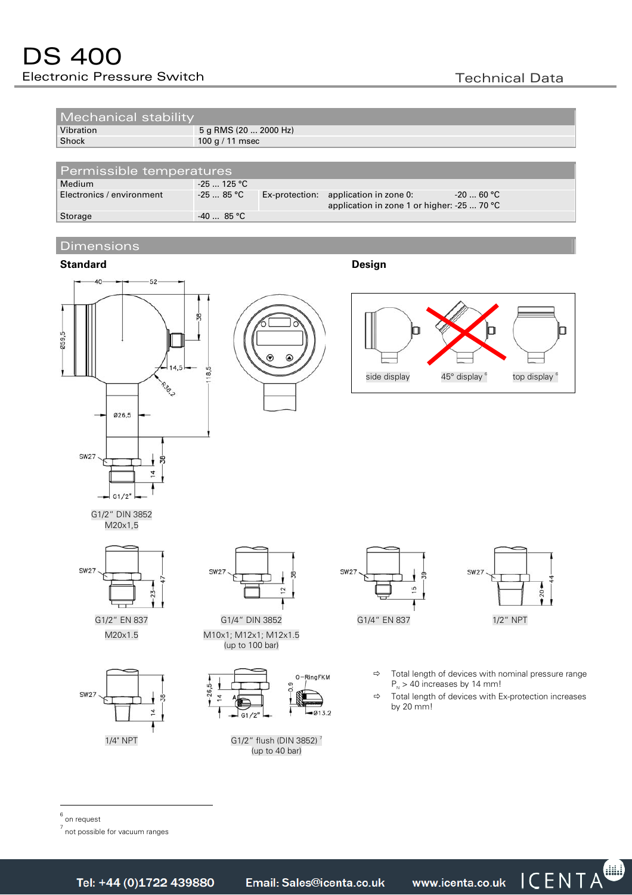# DS 400

Electronic Pressure Switch

Technical Data

## Mechanical stability

| | |
|---|---|
| Vibration | 5 g RMS (20 ... 2000 Hz) |
| Shock | 100 g / 11 msec |

## Permissible temperatures

| | | |
|---|---|---|
| Medium | -25 ... 125 °C | |
| Electronics / environment | -25 ... 85 °C | Ex-protection: application in zone 0: -20 ... 60 °C<br>application in zone 1 or higher: -25 ... 70 °C |
| Storage | -40 ... 85 °C | |

## Dimensions

**Standard**

G1/2" DIN 3852
M20x1,5

**Design**

side display — 45° display [6] — top display [6]

G1/2" EN 837
M20x1.5

G1/4" DIN 3852
M10x1; M12x1; M12x1.5
(up to 100 bar)

G1/4" EN 837

1/2" NPT

1/4" NPT

G1/2" flush (DIN 3852) [7]
(up to 40 bar)

- Total length of devices with nominal pressure range $P_N$ > 40 increases by 14 mm!
- Total length of devices with Ex-protection increases by 20 mm!

[6] on request

[7] not possible for vacuum ranges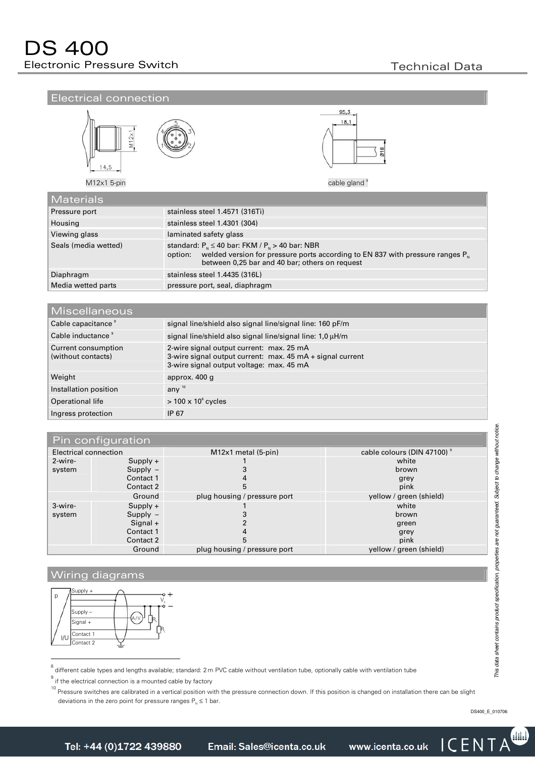# DS 400

Electronic Pressure Switch

Technical Data

## Electrical connection

M12x1 5-pin

14,5

M12x1

cable gland [8]

95,3

18,1

Ø18

## Materials

| | |
|---|---|
| Pressure port | stainless steel 1.4571 (316Ti) |
| Housing | stainless steel 1.4301 (304) |
| Viewing glass | laminated safety glass |
| Seals (media wetted) | standard: $P_N \leq 40$ bar: FKM / $P_N > 40$ bar: NBR<br>option: welded version for pressure ports according to EN 837 with pressure ranges $P_N$ between 0,25 bar and 40 bar; others on request |
| Diaphragm | stainless steel 1.4435 (316L) |
| Media wetted parts | pressure port, seal, diaphragm |

## Miscellaneous

| | |
|---|---|
| Cable capacitance [9] | signal line/shield also signal line/signal line: 160 pF/m |
| Cable inductance [9] | signal line/shield also signal line/signal line: 1,0 µH/m |
| Current consumption (without contacts) | 2-wire signal output current: max. 25 mA<br>3-wire signal output current: max. 45 mA + signal current<br>3-wire signal output voltage: max. 45 mA |
| Weight | approx. 400 g |
| Installation position | any [10] |
| Operational life | > 100 x $10^6$ cycles |
| Ingress protection | IP 67 |

## Pin configuration

| Electrical connection | | M12x1 metal (5-pin) | cable colours (DIN 47100) [9] |
|---|---|---|---|
| 2-wire-system | Supply + | 1 | white |
| | Supply – | 3 | brown |
| | Contact 1 | 4 | grey |
| | Contact 2 | 5 | pink |
| | Ground | plug housing / pressure port | yellow / green (shield) |
| 3-wire-system | Supply + | 1 | white |
| | Supply – | 3 | brown |
| | Signal + | 2 | green |
| | Contact 1 | 4 | grey |
| | Contact 2 | 5 | pink |
| | Ground | plug housing / pressure port | yellow / green (shield) |

## Wiring diagrams

p

Supply +

Supply –

Signal +

Contact 1

Contact 2

I/U

$V_S$

A/V

$R_L$

$R_L$

---

[8] different cable types and lengths available; standard: 2 m PVC cable without ventilation tube, optionally cable with ventilation tube

[9] if the electrical connection is a mounted cable by factory

[10] Pressure switches are calibrated in a vertical position with the pressure connection down. If this position is changed on installation there can be slight deviations in the zero point for pressure ranges $P_N \leq 1$ bar.

*This data sheet contains product specification, properties are not guaranteed. Subject to change without notice.*

DS400_E_010706

Tel: +44 (0)1722 439880 Email: Sales@icenta.co.uk www.icenta.co.uk ICENTA